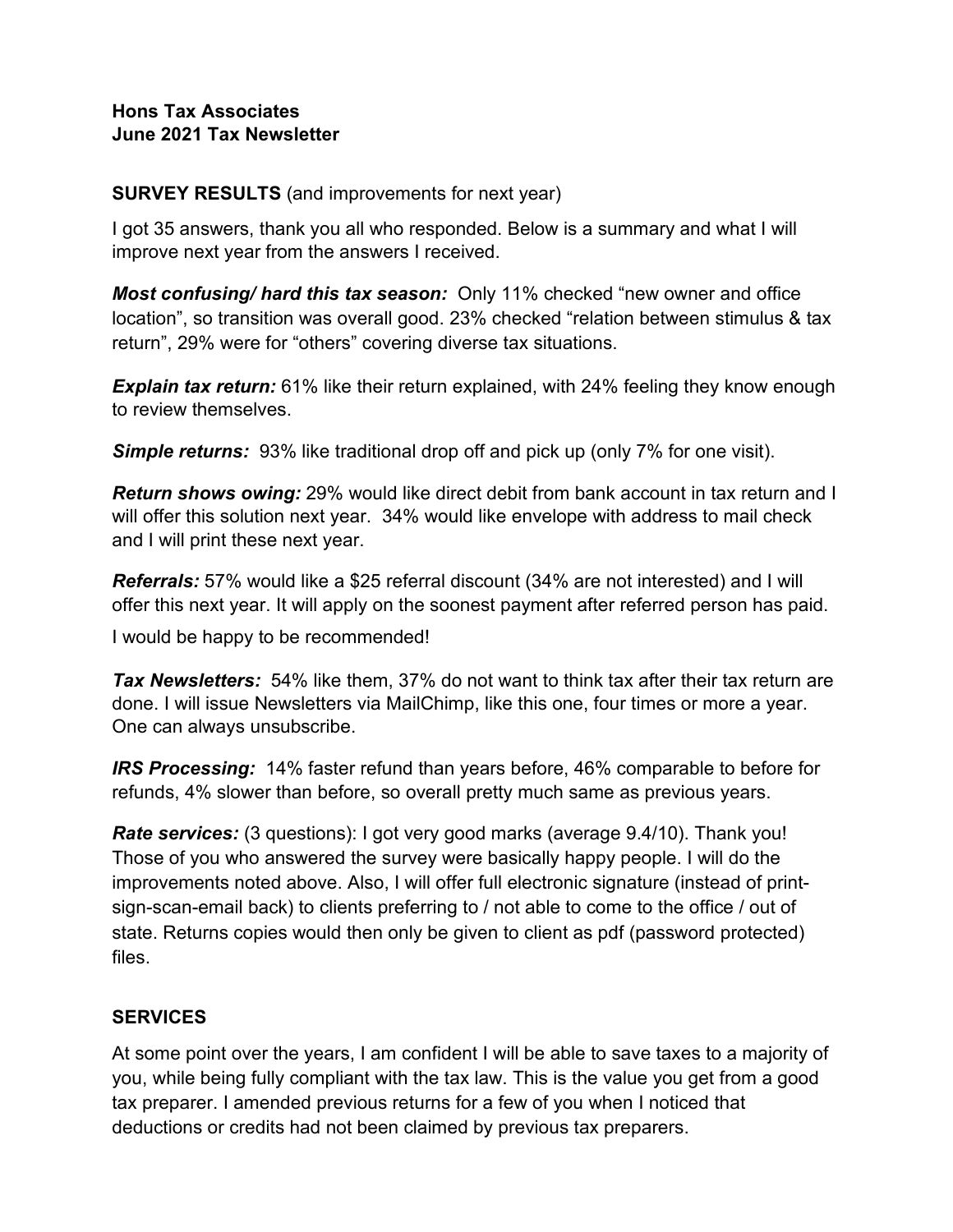**Hons Tax Associates**
**June 2021 Tax Newsletter**

**SURVEY RESULTS** (and improvements for next year)

I got 35 answers, thank you all who responded. Below is a summary and what I will improve next year from the answers I received.

***Most confusing/ hard this tax season:*** Only 11% checked “new owner and office location”, so transition was overall good. 23% checked “relation between stimulus & tax return”, 29% were for “others” covering diverse tax situations.

***Explain tax return:*** 61% like their return explained, with 24% feeling they know enough to review themselves.

***Simple returns:*** 93% like traditional drop off and pick up (only 7% for one visit).

***Return shows owing:*** 29% would like direct debit from bank account in tax return and I will offer this solution next year. 34% would like envelope with address to mail check and I will print these next year.

***Referrals:*** 57% would like a $25 referral discount (34% are not interested) and I will offer this next year. It will apply on the soonest payment after referred person has paid.

I would be happy to be recommended!

***Tax Newsletters:*** 54% like them, 37% do not want to think tax after their tax return are done. I will issue Newsletters via MailChimp, like this one, four times or more a year. One can always unsubscribe.

***IRS Processing:*** 14% faster refund than years before, 46% comparable to before for refunds, 4% slower than before, so overall pretty much same as previous years.

***Rate services:*** (3 questions): I got very good marks (average 9.4/10). Thank you! Those of you who answered the survey were basically happy people. I will do the improvements noted above. Also, I will offer full electronic signature (instead of print-sign-scan-email back) to clients preferring to / not able to come to the office / out of state. Returns copies would then only be given to client as pdf (password protected) files.

**SERVICES**

At some point over the years, I am confident I will be able to save taxes to a majority of you, while being fully compliant with the tax law. This is the value you get from a good tax preparer. I amended previous returns for a few of you when I noticed that deductions or credits had not been claimed by previous tax preparers.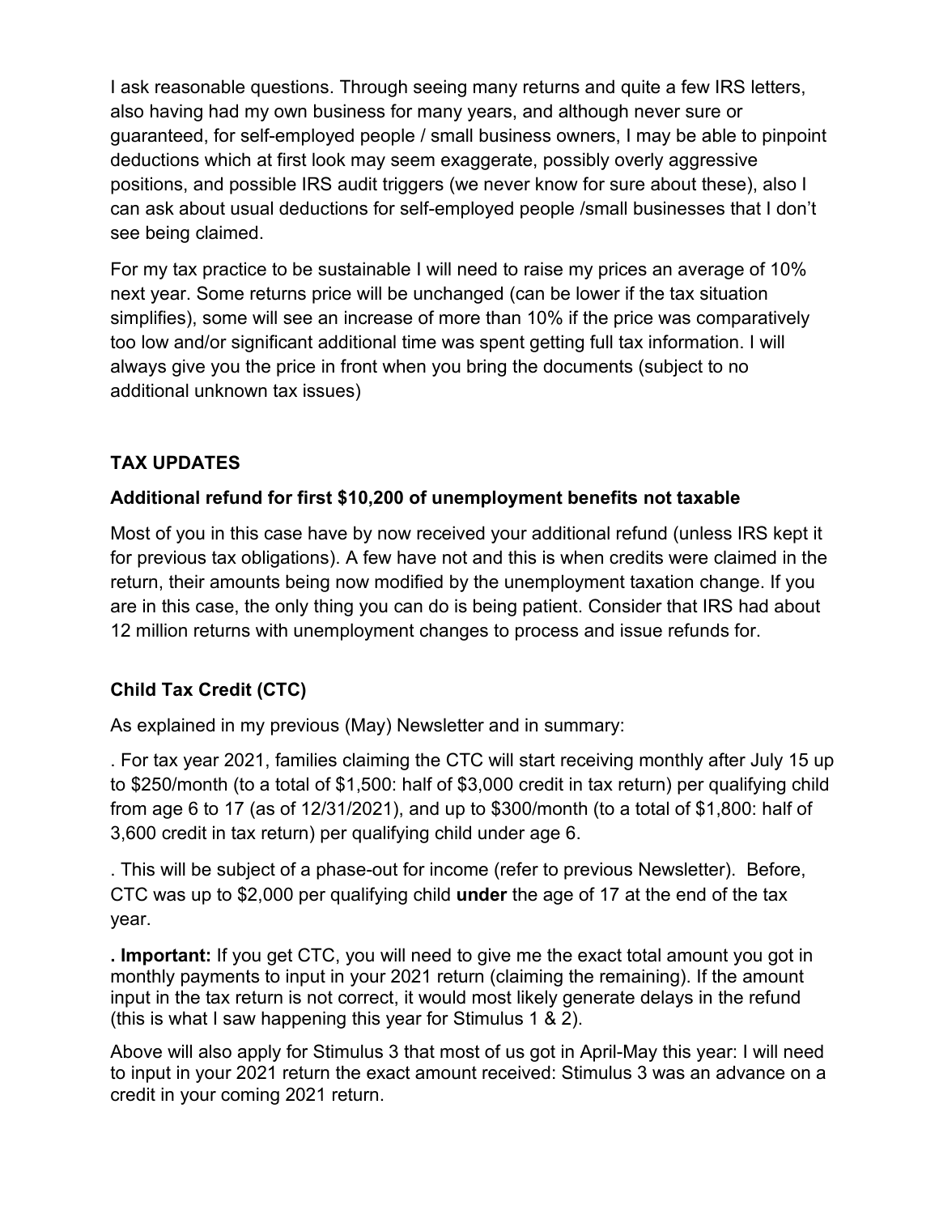I ask reasonable questions. Through seeing many returns and quite a few IRS letters, also having had my own business for many years, and although never sure or guaranteed, for self-employed people / small business owners, I may be able to pinpoint deductions which at first look may seem exaggerate, possibly overly aggressive positions, and possible IRS audit triggers (we never know for sure about these), also I can ask about usual deductions for self-employed people /small businesses that I don't see being claimed.

For my tax practice to be sustainable I will need to raise my prices an average of 10% next year. Some returns price will be unchanged (can be lower if the tax situation simplifies), some will see an increase of more than 10% if the price was comparatively too low and/or significant additional time was spent getting full tax information. I will always give you the price in front when you bring the documents (subject to no additional unknown tax issues)

## TAX UPDATES

### Additional refund for first $10,200 of unemployment benefits not taxable

Most of you in this case have by now received your additional refund (unless IRS kept it for previous tax obligations). A few have not and this is when credits were claimed in the return, their amounts being now modified by the unemployment taxation change. If you are in this case, the only thing you can do is being patient. Consider that IRS had about 12 million returns with unemployment changes to process and issue refunds for.

### Child Tax Credit (CTC)

As explained in my previous (May) Newsletter and in summary:

. For tax year 2021, families claiming the CTC will start receiving monthly after July 15 up to $250/month (to a total of $1,500: half of $3,000 credit in tax return) per qualifying child from age 6 to 17 (as of 12/31/2021), and up to $300/month (to a total of $1,800: half of 3,600 credit in tax return) per qualifying child under age 6.

. This will be subject of a phase-out for income (refer to previous Newsletter). Before, CTC was up to $2,000 per qualifying child **under** the age of 17 at the end of the tax year.

**. Important:** If you get CTC, you will need to give me the exact total amount you got in monthly payments to input in your 2021 return (claiming the remaining). If the amount input in the tax return is not correct, it would most likely generate delays in the refund (this is what I saw happening this year for Stimulus 1 & 2).

Above will also apply for Stimulus 3 that most of us got in April-May this year: I will need to input in your 2021 return the exact amount received: Stimulus 3 was an advance on a credit in your coming 2021 return.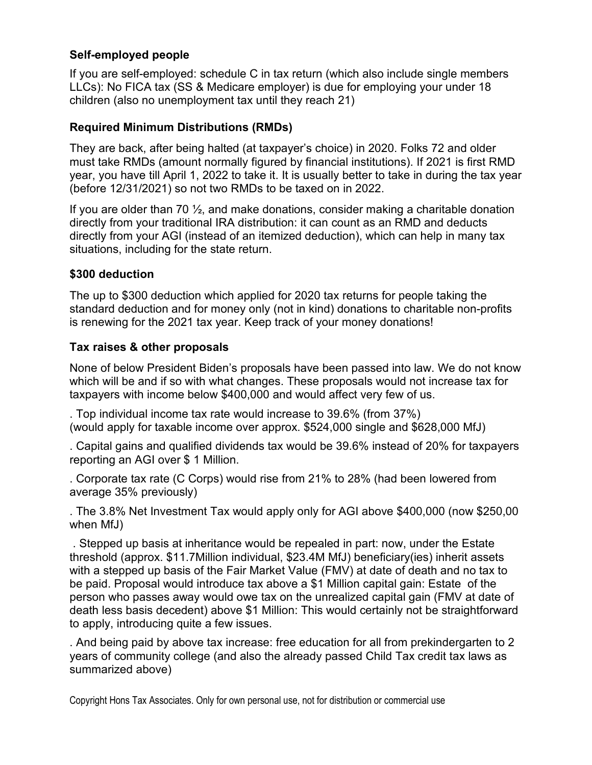### Self-employed people

If you are self-employed: schedule C in tax return (which also include single members LLCs): No FICA tax (SS & Medicare employer) is due for employing your under 18 children (also no unemployment tax until they reach 21)

### Required Minimum Distributions (RMDs)

They are back, after being halted (at taxpayer's choice) in 2020. Folks 72 and older must take RMDs (amount normally figured by financial institutions). If 2021 is first RMD year, you have till April 1, 2022 to take it. It is usually better to take in during the tax year (before 12/31/2021) so not two RMDs to be taxed on in 2022.

If you are older than 70 ½, and make donations, consider making a charitable donation directly from your traditional IRA distribution: it can count as an RMD and deducts directly from your AGI (instead of an itemized deduction), which can help in many tax situations, including for the state return.

### $300 deduction

The up to $300 deduction which applied for 2020 tax returns for people taking the standard deduction and for money only (not in kind) donations to charitable non-profits is renewing for the 2021 tax year. Keep track of your money donations!

### Tax raises & other proposals

None of below President Biden's proposals have been passed into law. We do not know which will be and if so with what changes. These proposals would not increase tax for taxpayers with income below $400,000 and would affect very few of us.

. Top individual income tax rate would increase to 39.6% (from 37%)
(would apply for taxable income over approx. $524,000 single and $628,000 MfJ)

. Capital gains and qualified dividends tax would be 39.6% instead of 20% for taxpayers reporting an AGI over $ 1 Million.

. Corporate tax rate (C Corps) would rise from 21% to 28% (had been lowered from average 35% previously)

. The 3.8% Net Investment Tax would apply only for AGI above $400,000 (now $250,00 when MfJ)

. Stepped up basis at inheritance would be repealed in part: now, under the Estate threshold (approx. $11.7Million individual, $23.4M MfJ) beneficiary(ies) inherit assets with a stepped up basis of the Fair Market Value (FMV) at date of death and no tax to be paid. Proposal would introduce tax above a $1 Million capital gain: Estate of the person who passes away would owe tax on the unrealized capital gain (FMV at date of death less basis decedent) above $1 Million: This would certainly not be straightforward to apply, introducing quite a few issues.

. And being paid by above tax increase: free education for all from prekindergarten to 2 years of community college (and also the already passed Child Tax credit tax laws as summarized above)

Copyright Hons Tax Associates. Only for own personal use, not for distribution or commercial use